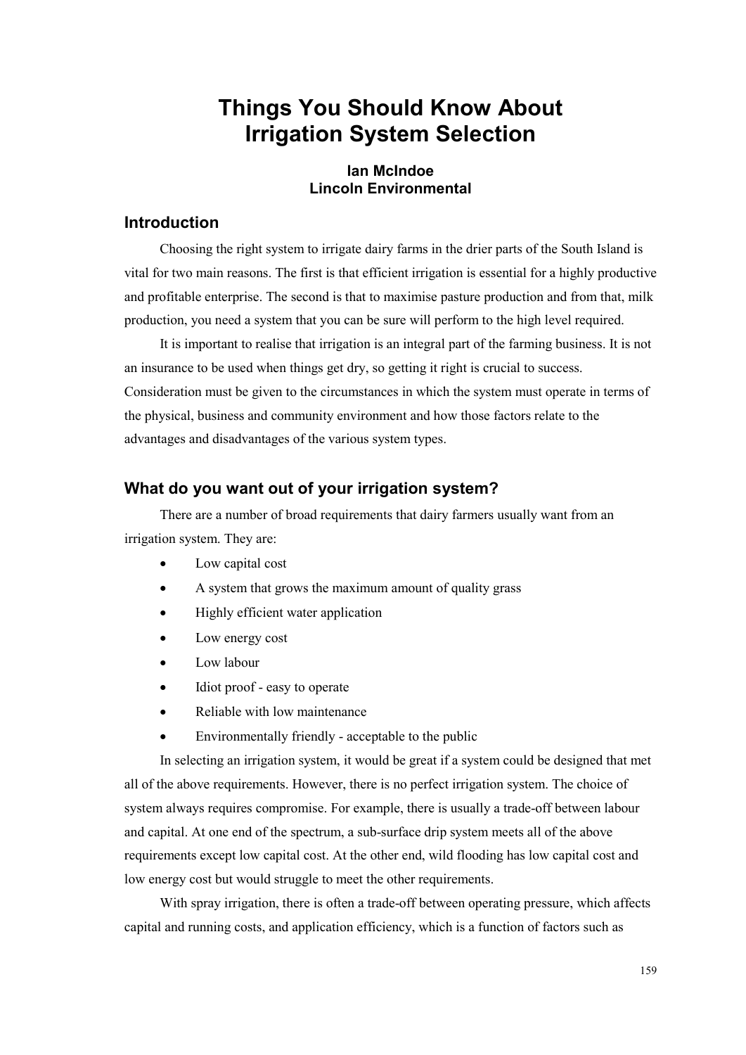# Things You Should Know About Irrigation System Selection

**Ian McIndoe**
**Lincoln Environmental**

## Introduction

Choosing the right system to irrigate dairy farms in the drier parts of the South Island is vital for two main reasons. The first is that efficient irrigation is essential for a highly productive and profitable enterprise. The second is that to maximise pasture production and from that, milk production, you need a system that you can be sure will perform to the high level required.

It is important to realise that irrigation is an integral part of the farming business. It is not an insurance to be used when things get dry, so getting it right is crucial to success. Consideration must be given to the circumstances in which the system must operate in terms of the physical, business and community environment and how those factors relate to the advantages and disadvantages of the various system types.

## What do you want out of your irrigation system?

There are a number of broad requirements that dairy farmers usually want from an irrigation system. They are:

- Low capital cost
- A system that grows the maximum amount of quality grass
- Highly efficient water application
- Low energy cost
- Low labour
- Idiot proof - easy to operate
- Reliable with low maintenance
- Environmentally friendly - acceptable to the public

In selecting an irrigation system, it would be great if a system could be designed that met all of the above requirements. However, there is no perfect irrigation system. The choice of system always requires compromise. For example, there is usually a trade-off between labour and capital. At one end of the spectrum, a sub-surface drip system meets all of the above requirements except low capital cost. At the other end, wild flooding has low capital cost and low energy cost but would struggle to meet the other requirements.

With spray irrigation, there is often a trade-off between operating pressure, which affects capital and running costs, and application efficiency, which is a function of factors such as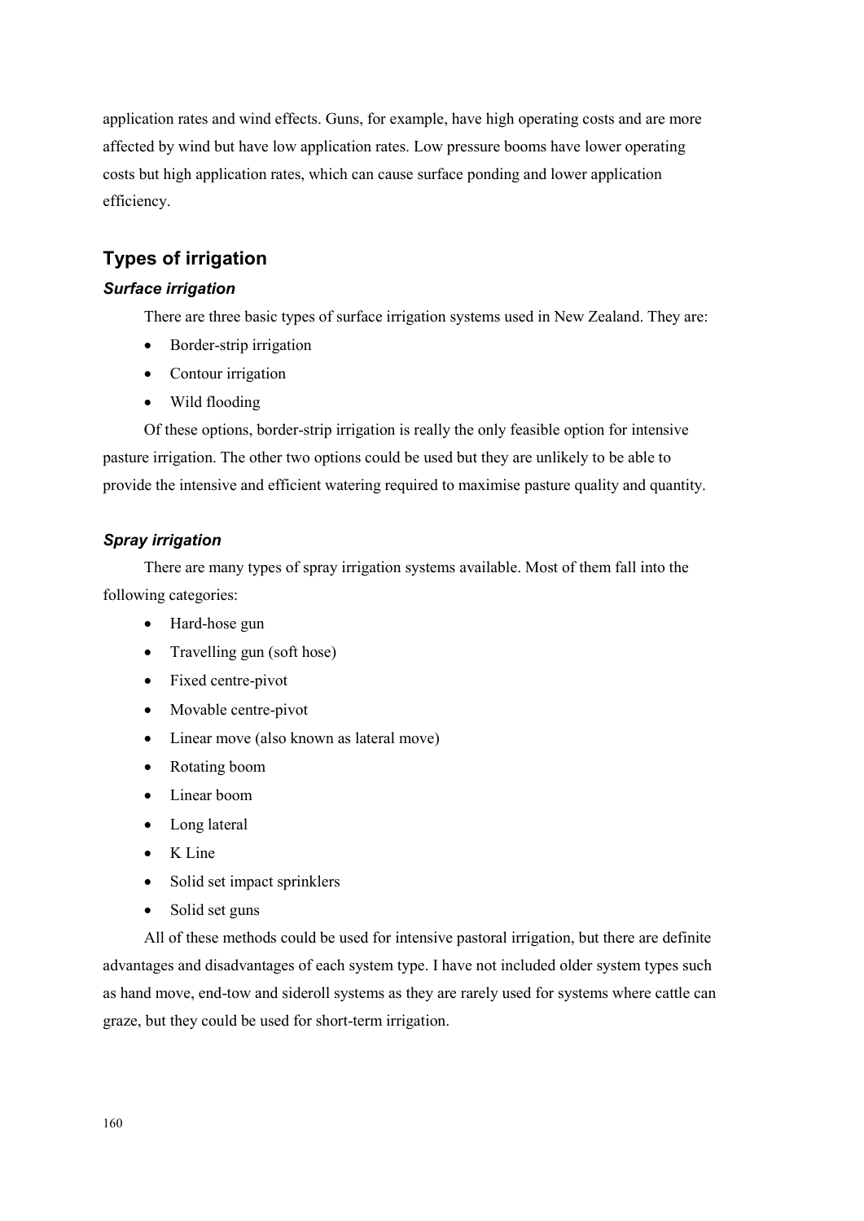application rates and wind effects. Guns, for example, have high operating costs and are more affected by wind but have low application rates. Low pressure booms have lower operating costs but high application rates, which can cause surface ponding and lower application efficiency.

## Types of irrigation

### *Surface irrigation*

There are three basic types of surface irrigation systems used in New Zealand. They are:

- Border-strip irrigation
- Contour irrigation
- Wild flooding

Of these options, border-strip irrigation is really the only feasible option for intensive pasture irrigation. The other two options could be used but they are unlikely to be able to provide the intensive and efficient watering required to maximise pasture quality and quantity.

### *Spray irrigation*

There are many types of spray irrigation systems available. Most of them fall into the following categories:

- Hard-hose gun
- Travelling gun (soft hose)
- Fixed centre-pivot
- Movable centre-pivot
- Linear move (also known as lateral move)
- Rotating boom
- Linear boom
- Long lateral
- K Line
- Solid set impact sprinklers
- Solid set guns

All of these methods could be used for intensive pastoral irrigation, but there are definite advantages and disadvantages of each system type. I have not included older system types such as hand move, end-tow and sideroll systems as they are rarely used for systems where cattle can graze, but they could be used for short-term irrigation.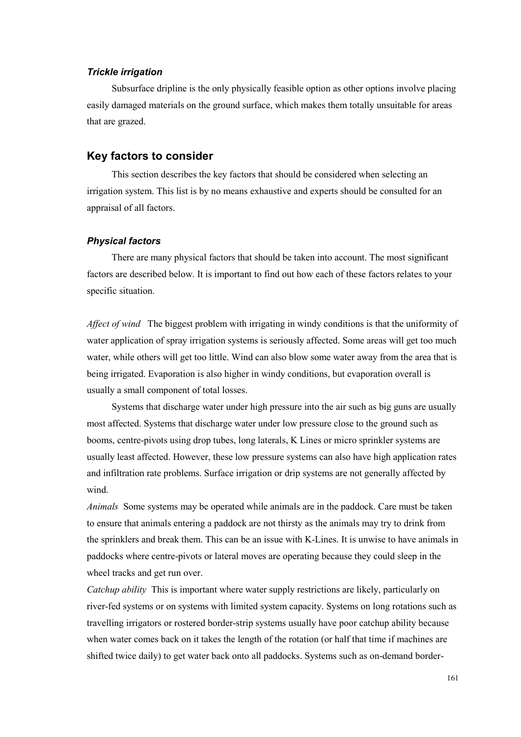### *Trickle irrigation*

Subsurface dripline is the only physically feasible option as other options involve placing easily damaged materials on the ground surface, which makes them totally unsuitable for areas that are grazed.

## Key factors to consider

This section describes the key factors that should be considered when selecting an irrigation system. This list is by no means exhaustive and experts should be consulted for an appraisal of all factors.

### *Physical factors*

There are many physical factors that should be taken into account. The most significant factors are described below. It is important to find out how each of these factors relates to your specific situation.

*Affect of wind* The biggest problem with irrigating in windy conditions is that the uniformity of water application of spray irrigation systems is seriously affected. Some areas will get too much water, while others will get too little. Wind can also blow some water away from the area that is being irrigated. Evaporation is also higher in windy conditions, but evaporation overall is usually a small component of total losses.

Systems that discharge water under high pressure into the air such as big guns are usually most affected. Systems that discharge water under low pressure close to the ground such as booms, centre-pivots using drop tubes, long laterals, K Lines or micro sprinkler systems are usually least affected. However, these low pressure systems can also have high application rates and infiltration rate problems. Surface irrigation or drip systems are not generally affected by wind.

*Animals* Some systems may be operated while animals are in the paddock. Care must be taken to ensure that animals entering a paddock are not thirsty as the animals may try to drink from the sprinklers and break them. This can be an issue with K-Lines. It is unwise to have animals in paddocks where centre-pivots or lateral moves are operating because they could sleep in the wheel tracks and get run over.

*Catchup ability* This is important where water supply restrictions are likely, particularly on river-fed systems or on systems with limited system capacity. Systems on long rotations such as travelling irrigators or rostered border-strip systems usually have poor catchup ability because when water comes back on it takes the length of the rotation (or half that time if machines are shifted twice daily) to get water back onto all paddocks. Systems such as on-demand border-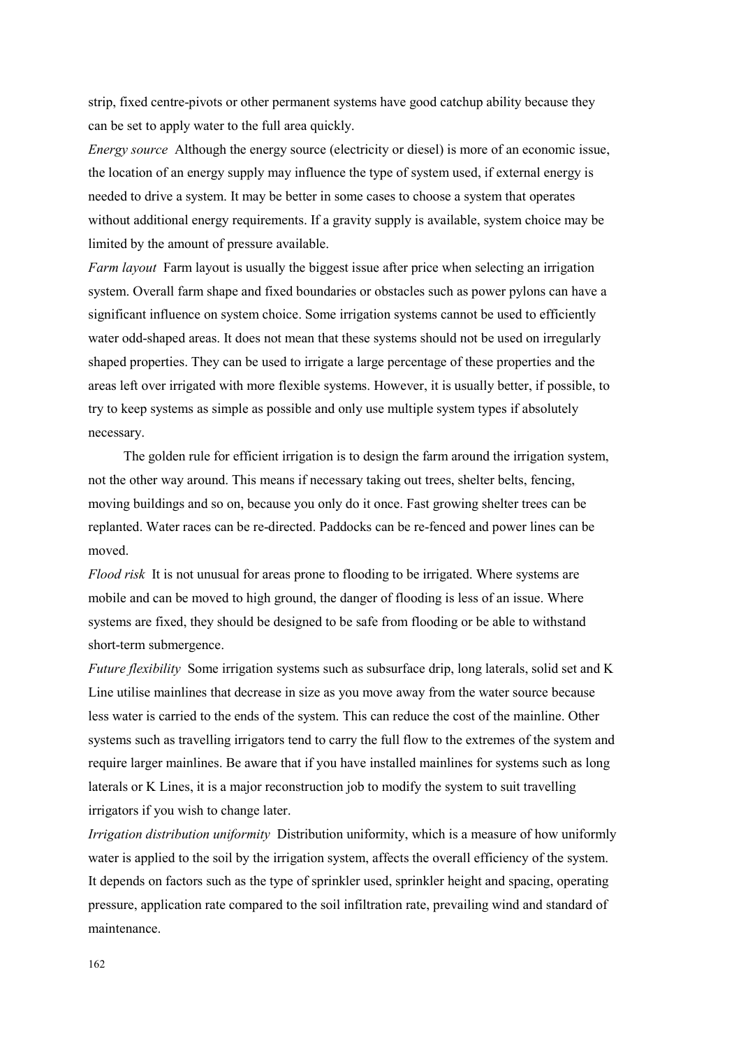strip, fixed centre-pivots or other permanent systems have good catchup ability because they can be set to apply water to the full area quickly.

*Energy source* Although the energy source (electricity or diesel) is more of an economic issue, the location of an energy supply may influence the type of system used, if external energy is needed to drive a system. It may be better in some cases to choose a system that operates without additional energy requirements. If a gravity supply is available, system choice may be limited by the amount of pressure available.

*Farm layout* Farm layout is usually the biggest issue after price when selecting an irrigation system. Overall farm shape and fixed boundaries or obstacles such as power pylons can have a significant influence on system choice. Some irrigation systems cannot be used to efficiently water odd-shaped areas. It does not mean that these systems should not be used on irregularly shaped properties. They can be used to irrigate a large percentage of these properties and the areas left over irrigated with more flexible systems. However, it is usually better, if possible, to try to keep systems as simple as possible and only use multiple system types if absolutely necessary.

The golden rule for efficient irrigation is to design the farm around the irrigation system, not the other way around. This means if necessary taking out trees, shelter belts, fencing, moving buildings and so on, because you only do it once. Fast growing shelter trees can be replanted. Water races can be re-directed. Paddocks can be re-fenced and power lines can be moved.

*Flood risk* It is not unusual for areas prone to flooding to be irrigated. Where systems are mobile and can be moved to high ground, the danger of flooding is less of an issue. Where systems are fixed, they should be designed to be safe from flooding or be able to withstand short-term submergence.

*Future flexibility* Some irrigation systems such as subsurface drip, long laterals, solid set and K Line utilise mainlines that decrease in size as you move away from the water source because less water is carried to the ends of the system. This can reduce the cost of the mainline. Other systems such as travelling irrigators tend to carry the full flow to the extremes of the system and require larger mainlines. Be aware that if you have installed mainlines for systems such as long laterals or K Lines, it is a major reconstruction job to modify the system to suit travelling irrigators if you wish to change later.

*Irrigation distribution uniformity* Distribution uniformity, which is a measure of how uniformly water is applied to the soil by the irrigation system, affects the overall efficiency of the system. It depends on factors such as the type of sprinkler used, sprinkler height and spacing, operating pressure, application rate compared to the soil infiltration rate, prevailing wind and standard of maintenance.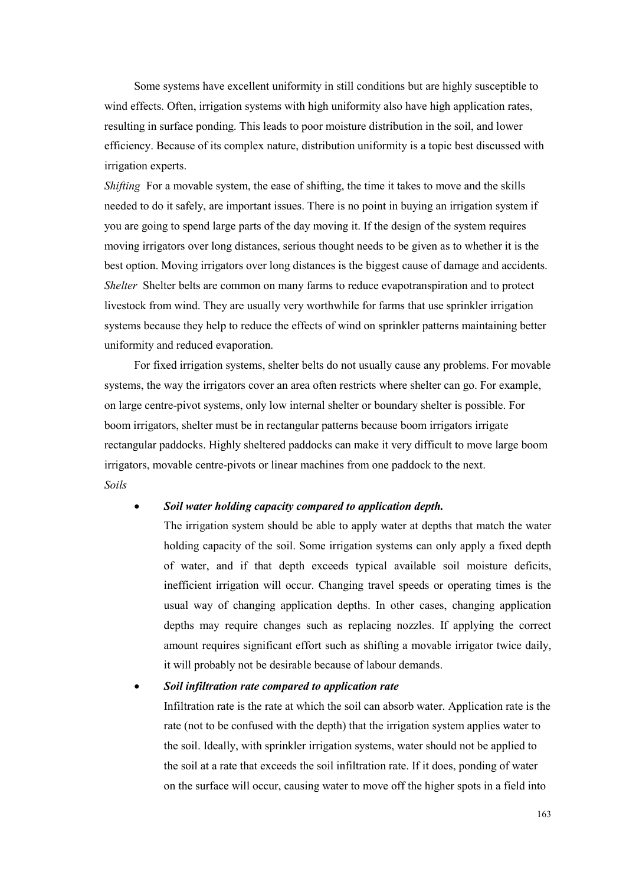Some systems have excellent uniformity in still conditions but are highly susceptible to wind effects. Often, irrigation systems with high uniformity also have high application rates, resulting in surface ponding. This leads to poor moisture distribution in the soil, and lower efficiency. Because of its complex nature, distribution uniformity is a topic best discussed with irrigation experts.

*Shifting* For a movable system, the ease of shifting, the time it takes to move and the skills needed to do it safely, are important issues. There is no point in buying an irrigation system if you are going to spend large parts of the day moving it. If the design of the system requires moving irrigators over long distances, serious thought needs to be given as to whether it is the best option. Moving irrigators over long distances is the biggest cause of damage and accidents.

*Shelter* Shelter belts are common on many farms to reduce evapotranspiration and to protect livestock from wind. They are usually very worthwhile for farms that use sprinkler irrigation systems because they help to reduce the effects of wind on sprinkler patterns maintaining better uniformity and reduced evaporation.

For fixed irrigation systems, shelter belts do not usually cause any problems. For movable systems, the way the irrigators cover an area often restricts where shelter can go. For example, on large centre-pivot systems, only low internal shelter or boundary shelter is possible. For boom irrigators, shelter must be in rectangular patterns because boom irrigators irrigate rectangular paddocks. Highly sheltered paddocks can make it very difficult to move large boom irrigators, movable centre-pivots or linear machines from one paddock to the next.

*Soils*

- ***Soil water holding capacity compared to application depth.***

  The irrigation system should be able to apply water at depths that match the water holding capacity of the soil. Some irrigation systems can only apply a fixed depth of water, and if that depth exceeds typical available soil moisture deficits, inefficient irrigation will occur. Changing travel speeds or operating times is the usual way of changing application depths. In other cases, changing application depths may require changes such as replacing nozzles. If applying the correct amount requires significant effort such as shifting a movable irrigator twice daily, it will probably not be desirable because of labour demands.

- ***Soil infiltration rate compared to application rate***

  Infiltration rate is the rate at which the soil can absorb water. Application rate is the rate (not to be confused with the depth) that the irrigation system applies water to the soil. Ideally, with sprinkler irrigation systems, water should not be applied to the soil at a rate that exceeds the soil infiltration rate. If it does, ponding of water on the surface will occur, causing water to move off the higher spots in a field into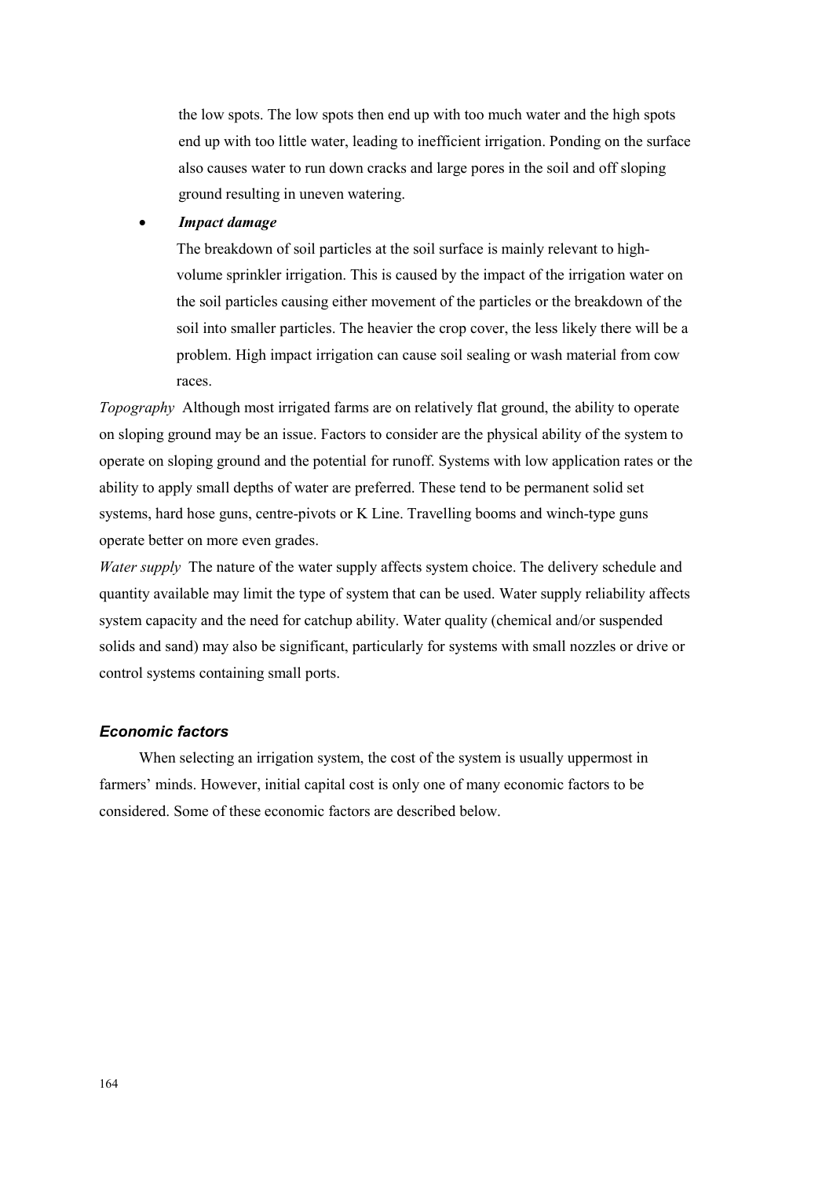the low spots. The low spots then end up with too much water and the high spots end up with too little water, leading to inefficient irrigation. Ponding on the surface also causes water to run down cracks and large pores in the soil and off sloping ground resulting in uneven watering.

- ***Impact damage***

  The breakdown of soil particles at the soil surface is mainly relevant to high-volume sprinkler irrigation. This is caused by the impact of the irrigation water on the soil particles causing either movement of the particles or the breakdown of the soil into smaller particles. The heavier the crop cover, the less likely there will be a problem. High impact irrigation can cause soil sealing or wash material from cow races.

*Topography* Although most irrigated farms are on relatively flat ground, the ability to operate on sloping ground may be an issue. Factors to consider are the physical ability of the system to operate on sloping ground and the potential for runoff. Systems with low application rates or the ability to apply small depths of water are preferred. These tend to be permanent solid set systems, hard hose guns, centre-pivots or K Line. Travelling booms and winch-type guns operate better on more even grades.

*Water supply* The nature of the water supply affects system choice. The delivery schedule and quantity available may limit the type of system that can be used. Water supply reliability affects system capacity and the need for catchup ability. Water quality (chemical and/or suspended solids and sand) may also be significant, particularly for systems with small nozzles or drive or control systems containing small ports.

### *Economic factors*

When selecting an irrigation system, the cost of the system is usually uppermost in farmers' minds. However, initial capital cost is only one of many economic factors to be considered. Some of these economic factors are described below.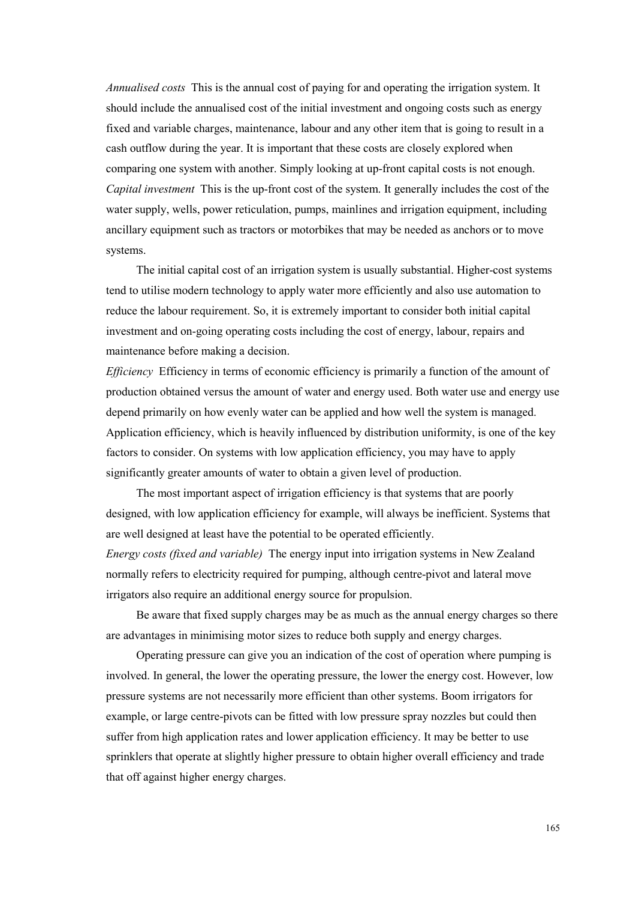*Annualised costs* This is the annual cost of paying for and operating the irrigation system. It should include the annualised cost of the initial investment and ongoing costs such as energy fixed and variable charges, maintenance, labour and any other item that is going to result in a cash outflow during the year. It is important that these costs are closely explored when comparing one system with another. Simply looking at up-front capital costs is not enough.

*Capital investment* This is the up-front cost of the system. It generally includes the cost of the water supply, wells, power reticulation, pumps, mainlines and irrigation equipment, including ancillary equipment such as tractors or motorbikes that may be needed as anchors or to move systems.

The initial capital cost of an irrigation system is usually substantial. Higher-cost systems tend to utilise modern technology to apply water more efficiently and also use automation to reduce the labour requirement. So, it is extremely important to consider both initial capital investment and on-going operating costs including the cost of energy, labour, repairs and maintenance before making a decision.

*Efficiency* Efficiency in terms of economic efficiency is primarily a function of the amount of production obtained versus the amount of water and energy used. Both water use and energy use depend primarily on how evenly water can be applied and how well the system is managed. Application efficiency, which is heavily influenced by distribution uniformity, is one of the key factors to consider. On systems with low application efficiency, you may have to apply significantly greater amounts of water to obtain a given level of production.

The most important aspect of irrigation efficiency is that systems that are poorly designed, with low application efficiency for example, will always be inefficient. Systems that are well designed at least have the potential to be operated efficiently.

*Energy costs (fixed and variable)* The energy input into irrigation systems in New Zealand normally refers to electricity required for pumping, although centre-pivot and lateral move irrigators also require an additional energy source for propulsion.

Be aware that fixed supply charges may be as much as the annual energy charges so there are advantages in minimising motor sizes to reduce both supply and energy charges.

Operating pressure can give you an indication of the cost of operation where pumping is involved. In general, the lower the operating pressure, the lower the energy cost. However, low pressure systems are not necessarily more efficient than other systems. Boom irrigators for example, or large centre-pivots can be fitted with low pressure spray nozzles but could then suffer from high application rates and lower application efficiency. It may be better to use sprinklers that operate at slightly higher pressure to obtain higher overall efficiency and trade that off against higher energy charges.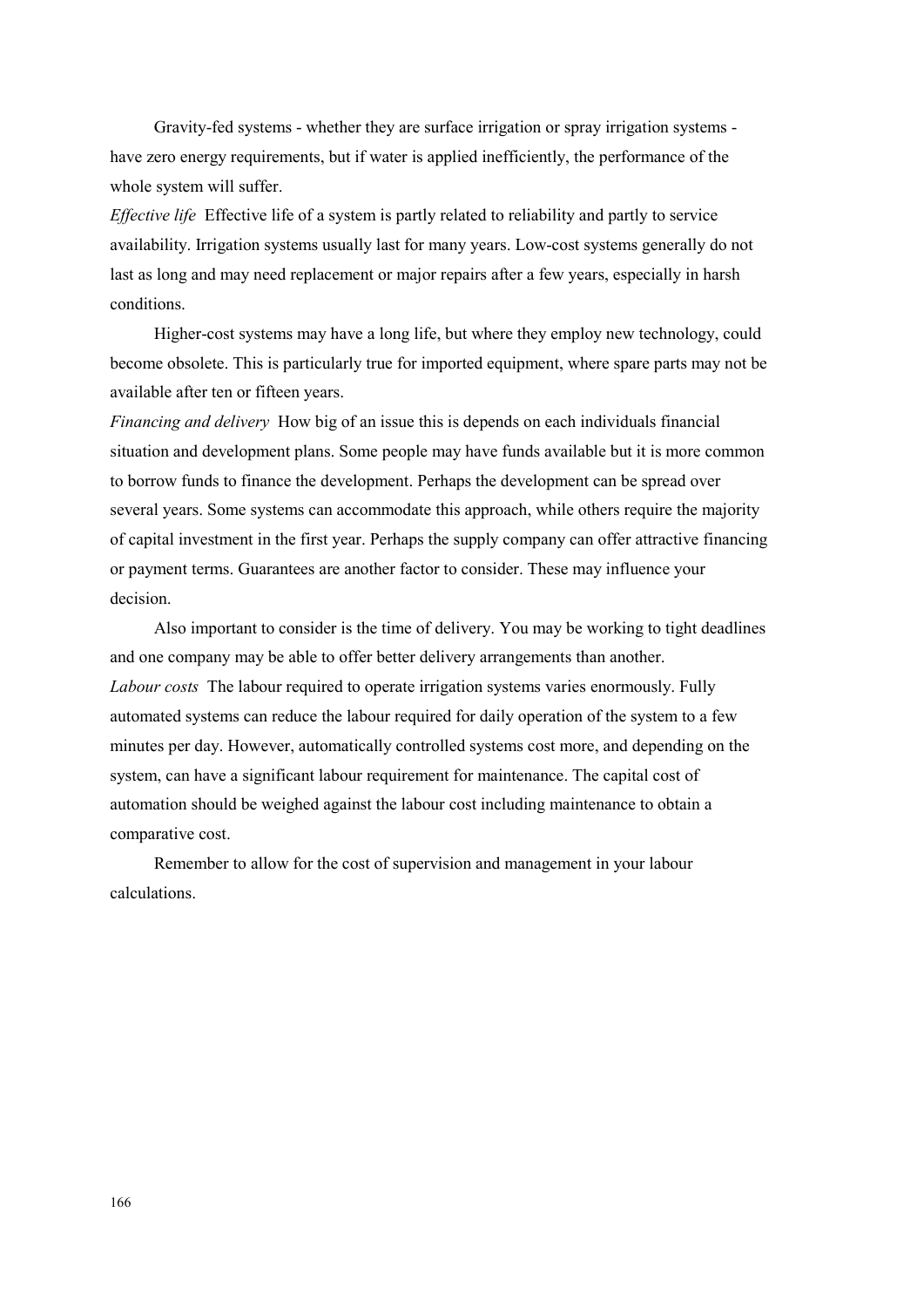Gravity-fed systems - whether they are surface irrigation or spray irrigation systems - have zero energy requirements, but if water is applied inefficiently, the performance of the whole system will suffer.

*Effective life* Effective life of a system is partly related to reliability and partly to service availability. Irrigation systems usually last for many years. Low-cost systems generally do not last as long and may need replacement or major repairs after a few years, especially in harsh conditions.

Higher-cost systems may have a long life, but where they employ new technology, could become obsolete. This is particularly true for imported equipment, where spare parts may not be available after ten or fifteen years.

*Financing and delivery* How big of an issue this is depends on each individuals financial situation and development plans. Some people may have funds available but it is more common to borrow funds to finance the development. Perhaps the development can be spread over several years. Some systems can accommodate this approach, while others require the majority of capital investment in the first year. Perhaps the supply company can offer attractive financing or payment terms. Guarantees are another factor to consider. These may influence your decision.

Also important to consider is the time of delivery. You may be working to tight deadlines and one company may be able to offer better delivery arrangements than another.

*Labour costs* The labour required to operate irrigation systems varies enormously. Fully automated systems can reduce the labour required for daily operation of the system to a few minutes per day. However, automatically controlled systems cost more, and depending on the system, can have a significant labour requirement for maintenance. The capital cost of automation should be weighed against the labour cost including maintenance to obtain a comparative cost.

Remember to allow for the cost of supervision and management in your labour calculations.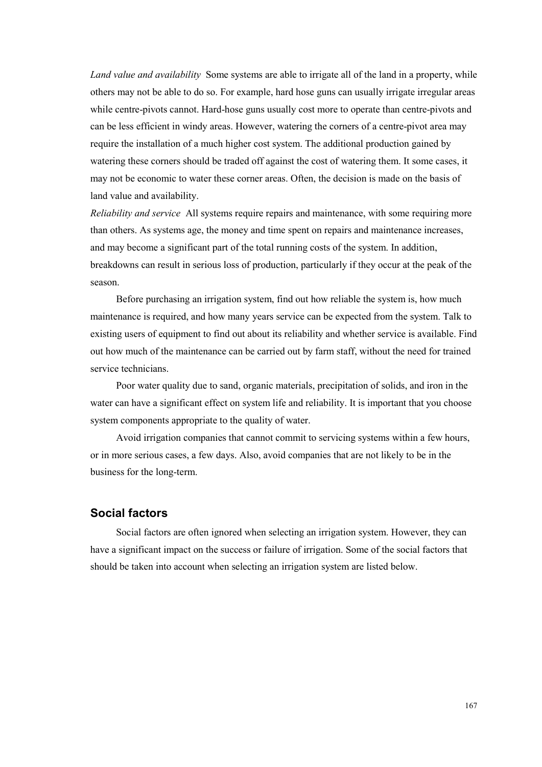*Land value and availability* Some systems are able to irrigate all of the land in a property, while others may not be able to do so. For example, hard hose guns can usually irrigate irregular areas while centre-pivots cannot. Hard-hose guns usually cost more to operate than centre-pivots and can be less efficient in windy areas. However, watering the corners of a centre-pivot area may require the installation of a much higher cost system. The additional production gained by watering these corners should be traded off against the cost of watering them. It some cases, it may not be economic to water these corner areas. Often, the decision is made on the basis of land value and availability.

*Reliability and service* All systems require repairs and maintenance, with some requiring more than others. As systems age, the money and time spent on repairs and maintenance increases, and may become a significant part of the total running costs of the system. In addition, breakdowns can result in serious loss of production, particularly if they occur at the peak of the season.

Before purchasing an irrigation system, find out how reliable the system is, how much maintenance is required, and how many years service can be expected from the system. Talk to existing users of equipment to find out about its reliability and whether service is available. Find out how much of the maintenance can be carried out by farm staff, without the need for trained service technicians.

Poor water quality due to sand, organic materials, precipitation of solids, and iron in the water can have a significant effect on system life and reliability. It is important that you choose system components appropriate to the quality of water.

Avoid irrigation companies that cannot commit to servicing systems within a few hours, or in more serious cases, a few days. Also, avoid companies that are not likely to be in the business for the long-term.

## Social factors

Social factors are often ignored when selecting an irrigation system. However, they can have a significant impact on the success or failure of irrigation. Some of the social factors that should be taken into account when selecting an irrigation system are listed below.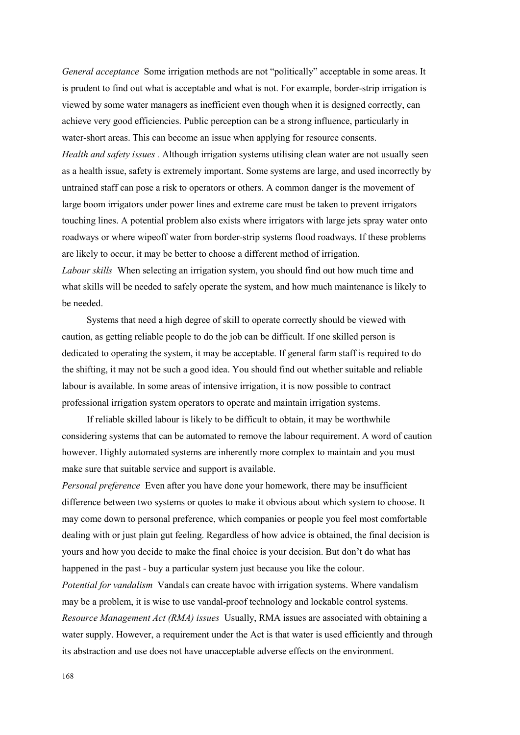*General acceptance* Some irrigation methods are not "politically" acceptable in some areas. It is prudent to find out what is acceptable and what is not. For example, border-strip irrigation is viewed by some water managers as inefficient even though when it is designed correctly, can achieve very good efficiencies. Public perception can be a strong influence, particularly in water-short areas. This can become an issue when applying for resource consents.

*Health and safety issues .* Although irrigation systems utilising clean water are not usually seen as a health issue, safety is extremely important. Some systems are large, and used incorrectly by untrained staff can pose a risk to operators or others. A common danger is the movement of large boom irrigators under power lines and extreme care must be taken to prevent irrigators touching lines. A potential problem also exists where irrigators with large jets spray water onto roadways or where wipeoff water from border-strip systems flood roadways. If these problems are likely to occur, it may be better to choose a different method of irrigation.

*Labour skills* When selecting an irrigation system, you should find out how much time and what skills will be needed to safely operate the system, and how much maintenance is likely to be needed.

Systems that need a high degree of skill to operate correctly should be viewed with caution, as getting reliable people to do the job can be difficult. If one skilled person is dedicated to operating the system, it may be acceptable. If general farm staff is required to do the shifting, it may not be such a good idea. You should find out whether suitable and reliable labour is available. In some areas of intensive irrigation, it is now possible to contract professional irrigation system operators to operate and maintain irrigation systems.

If reliable skilled labour is likely to be difficult to obtain, it may be worthwhile considering systems that can be automated to remove the labour requirement. A word of caution however. Highly automated systems are inherently more complex to maintain and you must make sure that suitable service and support is available.

*Personal preference* Even after you have done your homework, there may be insufficient difference between two systems or quotes to make it obvious about which system to choose. It may come down to personal preference, which companies or people you feel most comfortable dealing with or just plain gut feeling. Regardless of how advice is obtained, the final decision is yours and how you decide to make the final choice is your decision. But don't do what has happened in the past - buy a particular system just because you like the colour.

*Potential for vandalism* Vandals can create havoc with irrigation systems. Where vandalism may be a problem, it is wise to use vandal-proof technology and lockable control systems.

*Resource Management Act (RMA) issues* Usually, RMA issues are associated with obtaining a water supply. However, a requirement under the Act is that water is used efficiently and through its abstraction and use does not have unacceptable adverse effects on the environment.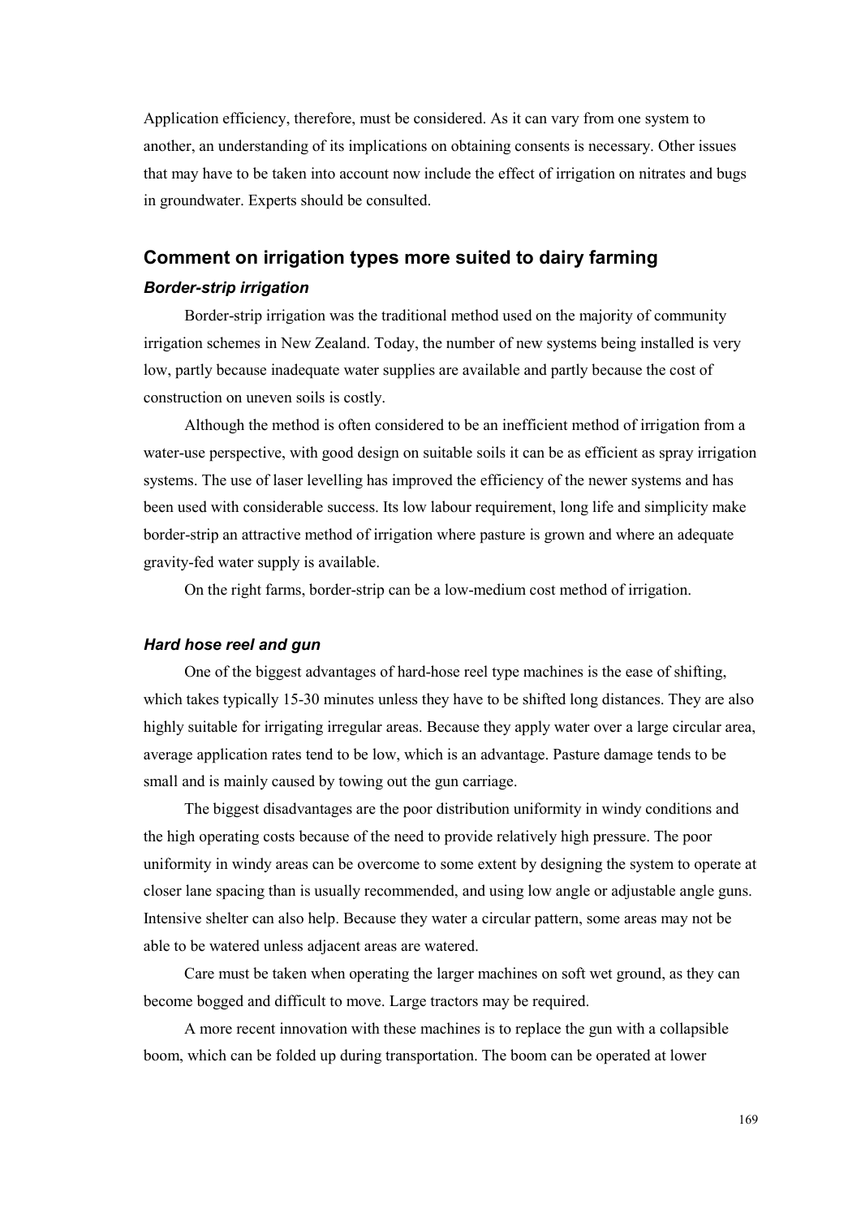Application efficiency, therefore, must be considered. As it can vary from one system to another, an understanding of its implications on obtaining consents is necessary. Other issues that may have to be taken into account now include the effect of irrigation on nitrates and bugs in groundwater. Experts should be consulted.

## Comment on irrigation types more suited to dairy farming

### *Border-strip irrigation*

Border-strip irrigation was the traditional method used on the majority of community irrigation schemes in New Zealand. Today, the number of new systems being installed is very low, partly because inadequate water supplies are available and partly because the cost of construction on uneven soils is costly.

Although the method is often considered to be an inefficient method of irrigation from a water-use perspective, with good design on suitable soils it can be as efficient as spray irrigation systems. The use of laser levelling has improved the efficiency of the newer systems and has been used with considerable success. Its low labour requirement, long life and simplicity make border-strip an attractive method of irrigation where pasture is grown and where an adequate gravity-fed water supply is available.

On the right farms, border-strip can be a low-medium cost method of irrigation.

### *Hard hose reel and gun*

One of the biggest advantages of hard-hose reel type machines is the ease of shifting, which takes typically 15-30 minutes unless they have to be shifted long distances. They are also highly suitable for irrigating irregular areas. Because they apply water over a large circular area, average application rates tend to be low, which is an advantage. Pasture damage tends to be small and is mainly caused by towing out the gun carriage.

The biggest disadvantages are the poor distribution uniformity in windy conditions and the high operating costs because of the need to provide relatively high pressure. The poor uniformity in windy areas can be overcome to some extent by designing the system to operate at closer lane spacing than is usually recommended, and using low angle or adjustable angle guns. Intensive shelter can also help. Because they water a circular pattern, some areas may not be able to be watered unless adjacent areas are watered.

Care must be taken when operating the larger machines on soft wet ground, as they can become bogged and difficult to move. Large tractors may be required.

A more recent innovation with these machines is to replace the gun with a collapsible boom, which can be folded up during transportation. The boom can be operated at lower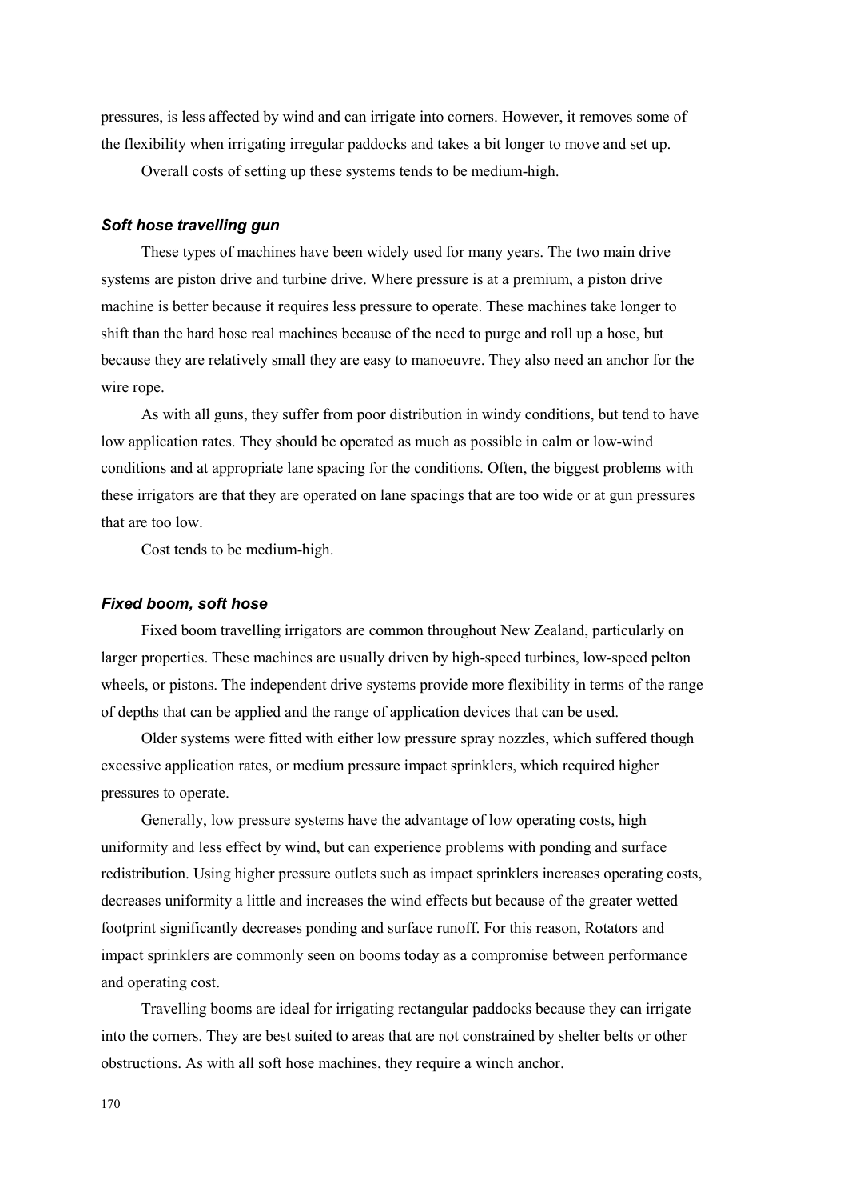pressures, is less affected by wind and can irrigate into corners. However, it removes some of the flexibility when irrigating irregular paddocks and takes a bit longer to move and set up.

Overall costs of setting up these systems tends to be medium-high.

### *Soft hose travelling gun*

These types of machines have been widely used for many years. The two main drive systems are piston drive and turbine drive. Where pressure is at a premium, a piston drive machine is better because it requires less pressure to operate. These machines take longer to shift than the hard hose real machines because of the need to purge and roll up a hose, but because they are relatively small they are easy to manoeuvre. They also need an anchor for the wire rope.

As with all guns, they suffer from poor distribution in windy conditions, but tend to have low application rates. They should be operated as much as possible in calm or low-wind conditions and at appropriate lane spacing for the conditions. Often, the biggest problems with these irrigators are that they are operated on lane spacings that are too wide or at gun pressures that are too low.

Cost tends to be medium-high.

### *Fixed boom, soft hose*

Fixed boom travelling irrigators are common throughout New Zealand, particularly on larger properties. These machines are usually driven by high-speed turbines, low-speed pelton wheels, or pistons. The independent drive systems provide more flexibility in terms of the range of depths that can be applied and the range of application devices that can be used.

Older systems were fitted with either low pressure spray nozzles, which suffered though excessive application rates, or medium pressure impact sprinklers, which required higher pressures to operate.

Generally, low pressure systems have the advantage of low operating costs, high uniformity and less effect by wind, but can experience problems with ponding and surface redistribution. Using higher pressure outlets such as impact sprinklers increases operating costs, decreases uniformity a little and increases the wind effects but because of the greater wetted footprint significantly decreases ponding and surface runoff. For this reason, Rotators and impact sprinklers are commonly seen on booms today as a compromise between performance and operating cost.

Travelling booms are ideal for irrigating rectangular paddocks because they can irrigate into the corners. They are best suited to areas that are not constrained by shelter belts or other obstructions. As with all soft hose machines, they require a winch anchor.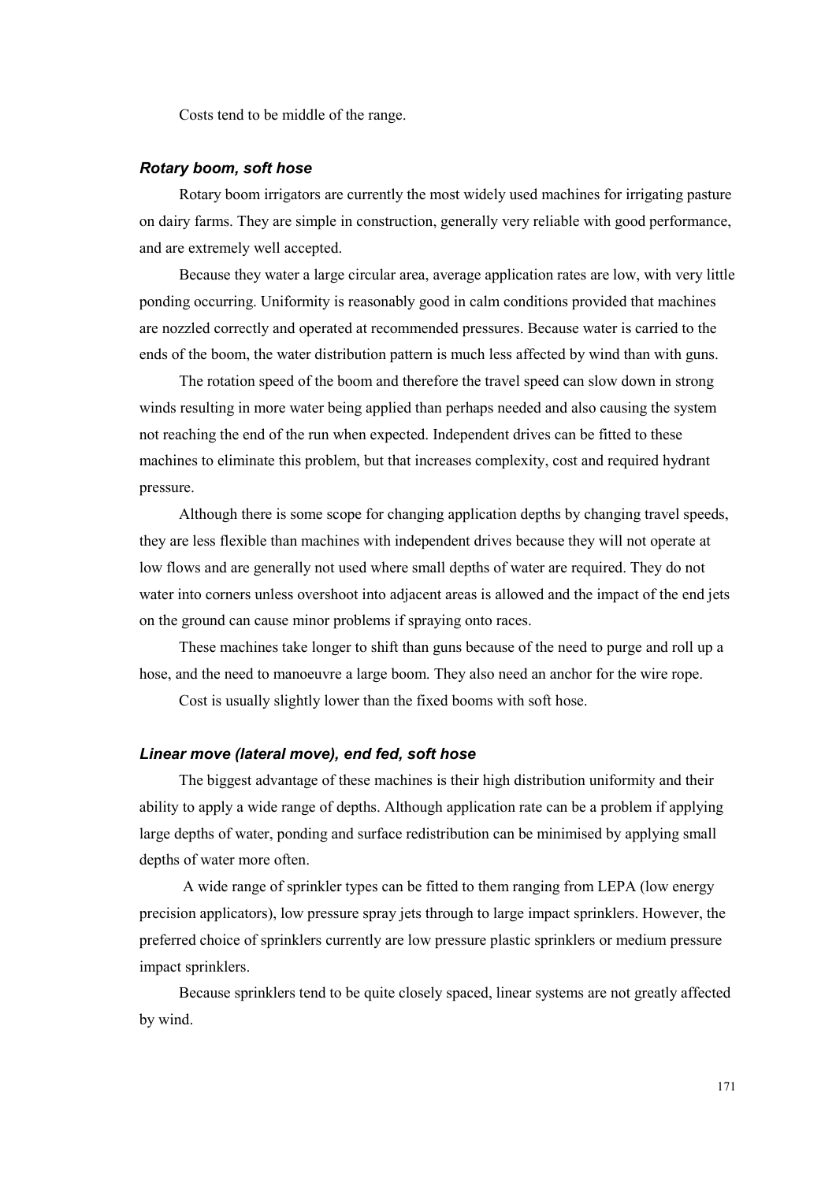Costs tend to be middle of the range.

### *Rotary boom, soft hose*

Rotary boom irrigators are currently the most widely used machines for irrigating pasture on dairy farms. They are simple in construction, generally very reliable with good performance, and are extremely well accepted.

Because they water a large circular area, average application rates are low, with very little ponding occurring. Uniformity is reasonably good in calm conditions provided that machines are nozzled correctly and operated at recommended pressures. Because water is carried to the ends of the boom, the water distribution pattern is much less affected by wind than with guns.

The rotation speed of the boom and therefore the travel speed can slow down in strong winds resulting in more water being applied than perhaps needed and also causing the system not reaching the end of the run when expected. Independent drives can be fitted to these machines to eliminate this problem, but that increases complexity, cost and required hydrant pressure.

Although there is some scope for changing application depths by changing travel speeds, they are less flexible than machines with independent drives because they will not operate at low flows and are generally not used where small depths of water are required. They do not water into corners unless overshoot into adjacent areas is allowed and the impact of the end jets on the ground can cause minor problems if spraying onto races.

These machines take longer to shift than guns because of the need to purge and roll up a hose, and the need to manoeuvre a large boom. They also need an anchor for the wire rope.

Cost is usually slightly lower than the fixed booms with soft hose.

### *Linear move (lateral move), end fed, soft hose*

The biggest advantage of these machines is their high distribution uniformity and their ability to apply a wide range of depths. Although application rate can be a problem if applying large depths of water, ponding and surface redistribution can be minimised by applying small depths of water more often.

A wide range of sprinkler types can be fitted to them ranging from LEPA (low energy precision applicators), low pressure spray jets through to large impact sprinklers. However, the preferred choice of sprinklers currently are low pressure plastic sprinklers or medium pressure impact sprinklers.

Because sprinklers tend to be quite closely spaced, linear systems are not greatly affected by wind.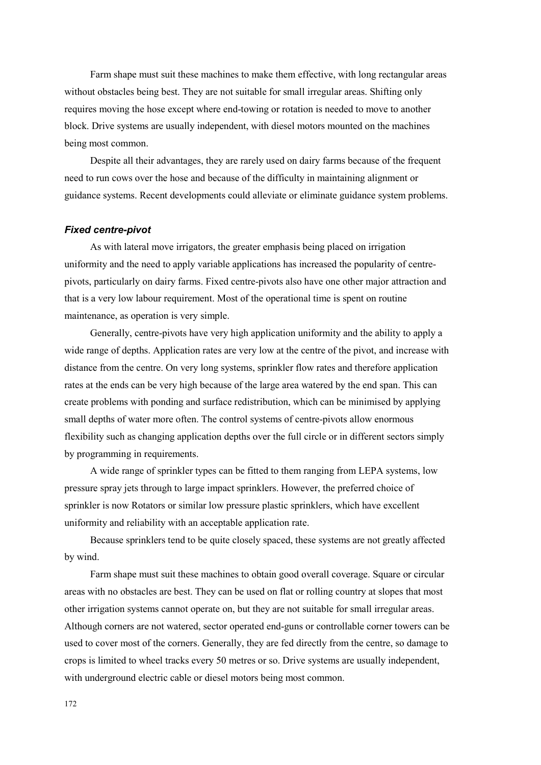Farm shape must suit these machines to make them effective, with long rectangular areas without obstacles being best. They are not suitable for small irregular areas. Shifting only requires moving the hose except where end-towing or rotation is needed to move to another block. Drive systems are usually independent, with diesel motors mounted on the machines being most common.

Despite all their advantages, they are rarely used on dairy farms because of the frequent need to run cows over the hose and because of the difficulty in maintaining alignment or guidance systems. Recent developments could alleviate or eliminate guidance system problems.

### *Fixed centre-pivot*

As with lateral move irrigators, the greater emphasis being placed on irrigation uniformity and the need to apply variable applications has increased the popularity of centre-pivots, particularly on dairy farms. Fixed centre-pivots also have one other major attraction and that is a very low labour requirement. Most of the operational time is spent on routine maintenance, as operation is very simple.

Generally, centre-pivots have very high application uniformity and the ability to apply a wide range of depths. Application rates are very low at the centre of the pivot, and increase with distance from the centre. On very long systems, sprinkler flow rates and therefore application rates at the ends can be very high because of the large area watered by the end span. This can create problems with ponding and surface redistribution, which can be minimised by applying small depths of water more often. The control systems of centre-pivots allow enormous flexibility such as changing application depths over the full circle or in different sectors simply by programming in requirements.

A wide range of sprinkler types can be fitted to them ranging from LEPA systems, low pressure spray jets through to large impact sprinklers. However, the preferred choice of sprinkler is now Rotators or similar low pressure plastic sprinklers, which have excellent uniformity and reliability with an acceptable application rate.

Because sprinklers tend to be quite closely spaced, these systems are not greatly affected by wind.

Farm shape must suit these machines to obtain good overall coverage. Square or circular areas with no obstacles are best. They can be used on flat or rolling country at slopes that most other irrigation systems cannot operate on, but they are not suitable for small irregular areas. Although corners are not watered, sector operated end-guns or controllable corner towers can be used to cover most of the corners. Generally, they are fed directly from the centre, so damage to crops is limited to wheel tracks every 50 metres or so. Drive systems are usually independent, with underground electric cable or diesel motors being most common.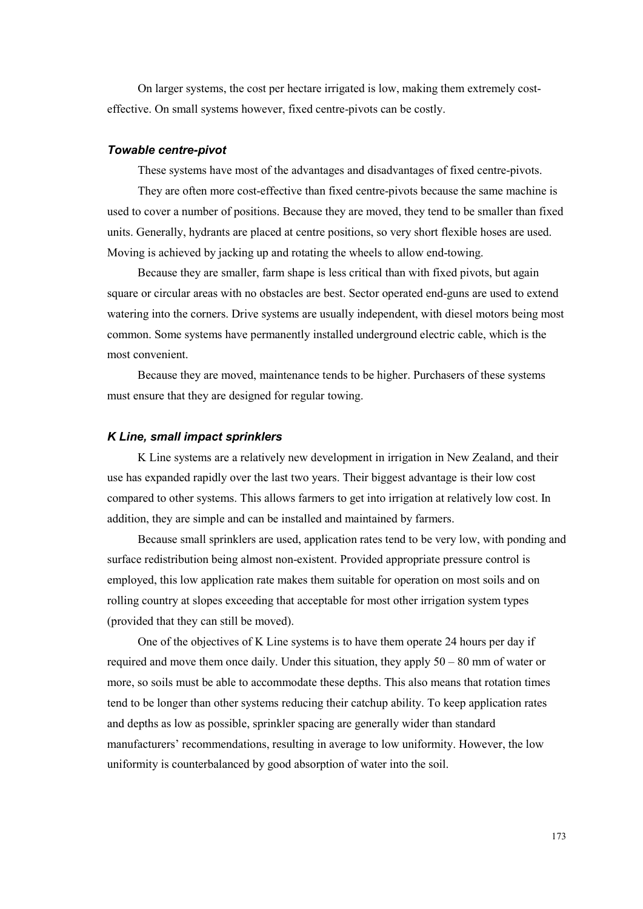On larger systems, the cost per hectare irrigated is low, making them extremely cost-effective. On small systems however, fixed centre-pivots can be costly.

### *Towable centre-pivot*

These systems have most of the advantages and disadvantages of fixed centre-pivots.

They are often more cost-effective than fixed centre-pivots because the same machine is used to cover a number of positions. Because they are moved, they tend to be smaller than fixed units. Generally, hydrants are placed at centre positions, so very short flexible hoses are used. Moving is achieved by jacking up and rotating the wheels to allow end-towing.

Because they are smaller, farm shape is less critical than with fixed pivots, but again square or circular areas with no obstacles are best. Sector operated end-guns are used to extend watering into the corners. Drive systems are usually independent, with diesel motors being most common. Some systems have permanently installed underground electric cable, which is the most convenient.

Because they are moved, maintenance tends to be higher. Purchasers of these systems must ensure that they are designed for regular towing.

### *K Line, small impact sprinklers*

K Line systems are a relatively new development in irrigation in New Zealand, and their use has expanded rapidly over the last two years. Their biggest advantage is their low cost compared to other systems. This allows farmers to get into irrigation at relatively low cost. In addition, they are simple and can be installed and maintained by farmers.

Because small sprinklers are used, application rates tend to be very low, with ponding and surface redistribution being almost non-existent. Provided appropriate pressure control is employed, this low application rate makes them suitable for operation on most soils and on rolling country at slopes exceeding that acceptable for most other irrigation system types (provided that they can still be moved).

One of the objectives of K Line systems is to have them operate 24 hours per day if required and move them once daily. Under this situation, they apply 50 – 80 mm of water or more, so soils must be able to accommodate these depths. This also means that rotation times tend to be longer than other systems reducing their catchup ability. To keep application rates and depths as low as possible, sprinkler spacing are generally wider than standard manufacturers' recommendations, resulting in average to low uniformity. However, the low uniformity is counterbalanced by good absorption of water into the soil.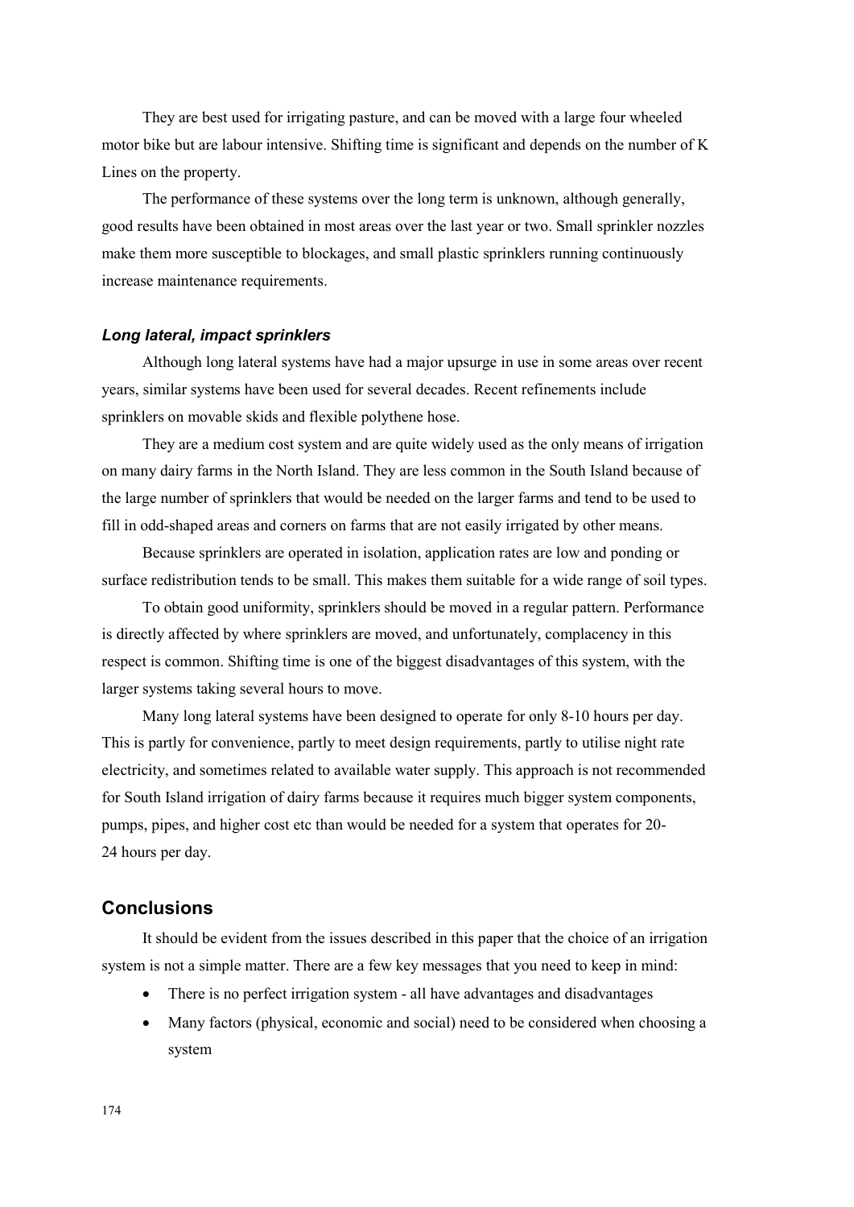They are best used for irrigating pasture, and can be moved with a large four wheeled motor bike but are labour intensive. Shifting time is significant and depends on the number of K Lines on the property.

The performance of these systems over the long term is unknown, although generally, good results have been obtained in most areas over the last year or two. Small sprinkler nozzles make them more susceptible to blockages, and small plastic sprinklers running continuously increase maintenance requirements.

### *Long lateral, impact sprinklers*

Although long lateral systems have had a major upsurge in use in some areas over recent years, similar systems have been used for several decades. Recent refinements include sprinklers on movable skids and flexible polythene hose.

They are a medium cost system and are quite widely used as the only means of irrigation on many dairy farms in the North Island. They are less common in the South Island because of the large number of sprinklers that would be needed on the larger farms and tend to be used to fill in odd-shaped areas and corners on farms that are not easily irrigated by other means.

Because sprinklers are operated in isolation, application rates are low and ponding or surface redistribution tends to be small. This makes them suitable for a wide range of soil types.

To obtain good uniformity, sprinklers should be moved in a regular pattern. Performance is directly affected by where sprinklers are moved, and unfortunately, complacency in this respect is common. Shifting time is one of the biggest disadvantages of this system, with the larger systems taking several hours to move.

Many long lateral systems have been designed to operate for only 8-10 hours per day. This is partly for convenience, partly to meet design requirements, partly to utilise night rate electricity, and sometimes related to available water supply. This approach is not recommended for South Island irrigation of dairy farms because it requires much bigger system components, pumps, pipes, and higher cost etc than would be needed for a system that operates for 20-24 hours per day.

## Conclusions

It should be evident from the issues described in this paper that the choice of an irrigation system is not a simple matter. There are a few key messages that you need to keep in mind:

- There is no perfect irrigation system - all have advantages and disadvantages
- Many factors (physical, economic and social) need to be considered when choosing a system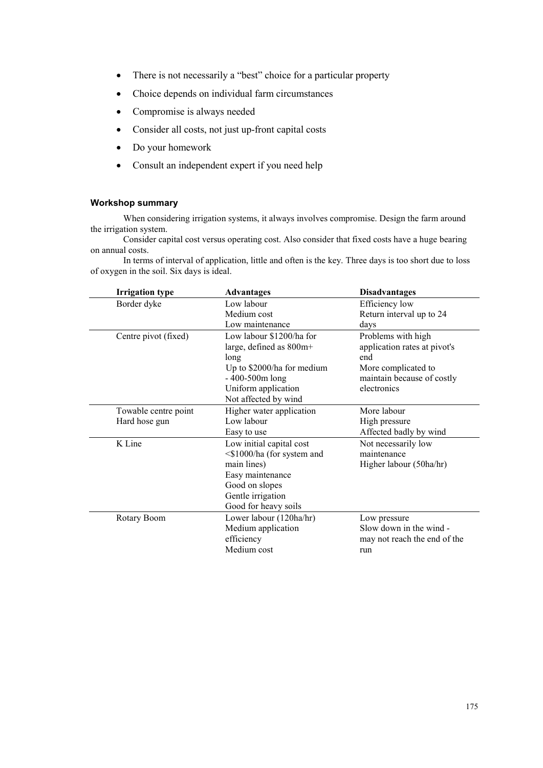- There is not necessarily a "best" choice for a particular property
- Choice depends on individual farm circumstances
- Compromise is always needed
- Consider all costs, not just up-front capital costs
- Do your homework
- Consult an independent expert if you need help

#### Workshop summary

When considering irrigation systems, it always involves compromise. Design the farm around the irrigation system.

Consider capital cost versus operating cost. Also consider that fixed costs have a huge bearing on annual costs.

In terms of interval of application, little and often is the key. Three days is too short due to loss of oxygen in the soil. Six days is ideal.

| Irrigation type | Advantages | Disadvantages |
|---|---|---|
| Border dyke | Low labour<br>Medium cost<br>Low maintenance | Efficiency low<br>Return interval up to 24 days |
| Centre pivot (fixed) | Low labour $1200/ha for large, defined as 800m+ long<br>Up to $2000/ha for medium - 400-500m long<br>Uniform application<br>Not affected by wind | Problems with high application rates at pivot's end<br>More complicated to maintain because of costly electronics |
| Towable centre point<br>Hard hose gun | Higher water application<br>Low labour<br>Easy to use | More labour<br>High pressure<br>Affected badly by wind |
| K Line | Low initial capital cost <$1000/ha (for system and main lines)<br>Easy maintenance<br>Good on slopes<br>Gentle irrigation<br>Good for heavy soils | Not necessarily low maintenance<br>Higher labour (50ha/hr) |
| Rotary Boom | Lower labour (120ha/hr)<br>Medium application efficiency<br>Medium cost | Low pressure<br>Slow down in the wind - may not reach the end of the run |